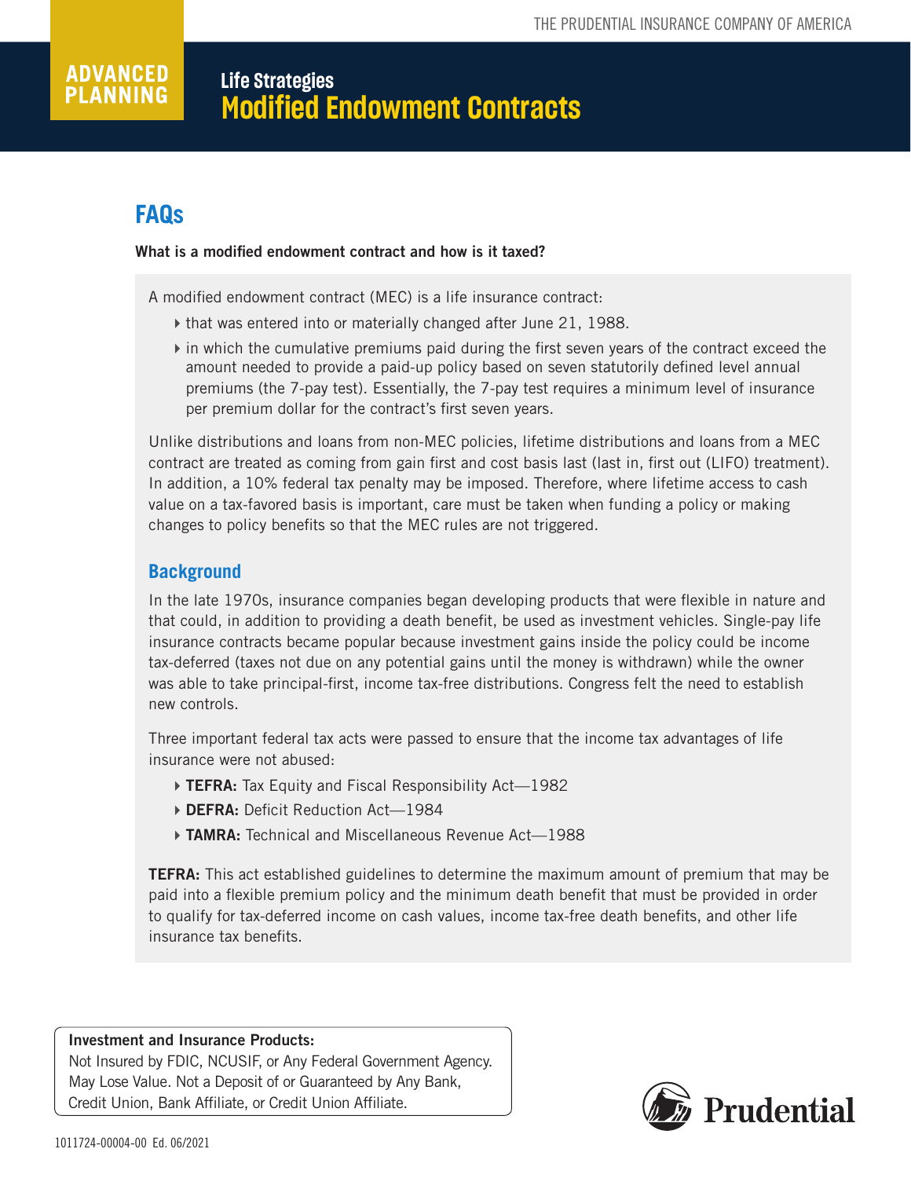THE PRUDENTIAL INSURANCE COMPANY OF AMERICA

**ADVANCED PLANNING**

Life Strategies

# Modified Endowment Contracts

## FAQs

**What is a modified endowment contract and how is it taxed?**

A modified endowment contract (MEC) is a life insurance contract:

- that was entered into or materially changed after June 21, 1988.
- in which the cumulative premiums paid during the first seven years of the contract exceed the amount needed to provide a paid-up policy based on seven statutorily defined level annual premiums (the 7-pay test). Essentially, the 7-pay test requires a minimum level of insurance per premium dollar for the contract's first seven years.

Unlike distributions and loans from non-MEC policies, lifetime distributions and loans from a MEC contract are treated as coming from gain first and cost basis last (last in, first out (LIFO) treatment). In addition, a 10% federal tax penalty may be imposed. Therefore, where lifetime access to cash value on a tax-favored basis is important, care must be taken when funding a policy or making changes to policy benefits so that the MEC rules are not triggered.

### Background

In the late 1970s, insurance companies began developing products that were flexible in nature and that could, in addition to providing a death benefit, be used as investment vehicles. Single-pay life insurance contracts became popular because investment gains inside the policy could be income tax-deferred (taxes not due on any potential gains until the money is withdrawn) while the owner was able to take principal-first, income tax-free distributions. Congress felt the need to establish new controls.

Three important federal tax acts were passed to ensure that the income tax advantages of life insurance were not abused:

- **TEFRA:** Tax Equity and Fiscal Responsibility Act—1982
- **DEFRA:** Deficit Reduction Act—1984
- **TAMRA:** Technical and Miscellaneous Revenue Act—1988

**TEFRA:** This act established guidelines to determine the maximum amount of premium that may be paid into a flexible premium policy and the minimum death benefit that must be provided in order to qualify for tax-deferred income on cash values, income tax-free death benefits, and other life insurance tax benefits.

**Investment and Insurance Products:**
Not Insured by FDIC, NCUSIF, or Any Federal Government Agency. May Lose Value. Not a Deposit of or Guaranteed by Any Bank, Credit Union, Bank Affiliate, or Credit Union Affiliate.

Prudential

1011724-00004-00 Ed. 06/2021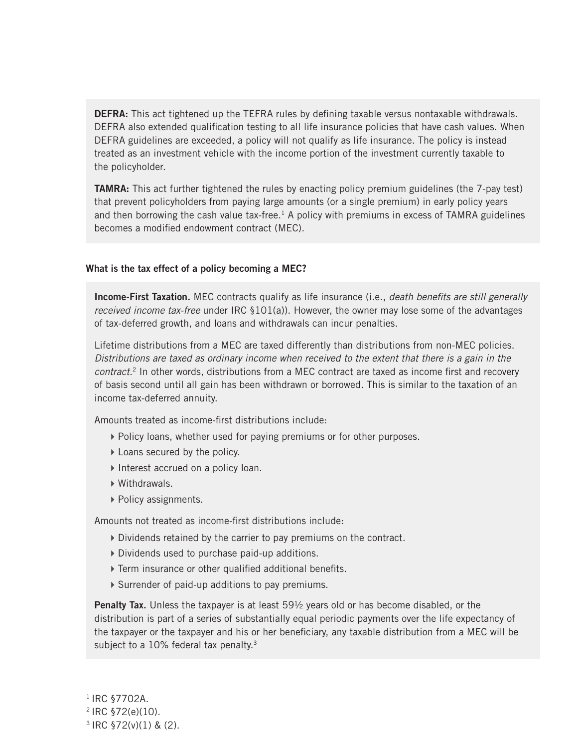**DEFRA:** This act tightened up the TEFRA rules by defining taxable versus nontaxable withdrawals. DEFRA also extended qualification testing to all life insurance policies that have cash values. When DEFRA guidelines are exceeded, a policy will not qualify as life insurance. The policy is instead treated as an investment vehicle with the income portion of the investment currently taxable to the policyholder.

**TAMRA:** This act further tightened the rules by enacting policy premium guidelines (the 7-pay test) that prevent policyholders from paying large amounts (or a single premium) in early policy years and then borrowing the cash value tax-free.[1] A policy with premiums in excess of TAMRA guidelines becomes a modified endowment contract (MEC).

**What is the tax effect of a policy becoming a MEC?**

**Income-First Taxation.** MEC contracts qualify as life insurance (i.e., *death benefits are still generally received income tax-free* under IRC §101(a)). However, the owner may lose some of the advantages of tax-deferred growth, and loans and withdrawals can incur penalties.

Lifetime distributions from a MEC are taxed differently than distributions from non-MEC policies. *Distributions are taxed as ordinary income when received to the extent that there is a gain in the contract.*[2] In other words, distributions from a MEC contract are taxed as income first and recovery of basis second until all gain has been withdrawn or borrowed. This is similar to the taxation of an income tax-deferred annuity.

Amounts treated as income-first distributions include:

- Policy loans, whether used for paying premiums or for other purposes.
- Loans secured by the policy.
- Interest accrued on a policy loan.
- Withdrawals.
- Policy assignments.

Amounts not treated as income-first distributions include:

- Dividends retained by the carrier to pay premiums on the contract.
- Dividends used to purchase paid-up additions.
- Term insurance or other qualified additional benefits.
- Surrender of paid-up additions to pay premiums.

**Penalty Tax.** Unless the taxpayer is at least 59½ years old or has become disabled, or the distribution is part of a series of substantially equal periodic payments over the life expectancy of the taxpayer or the taxpayer and his or her beneficiary, any taxable distribution from a MEC will be subject to a 10% federal tax penalty.[3]

[1] IRC §7702A.
[2] IRC §72(e)(10).
[3] IRC §72(v)(1) & (2).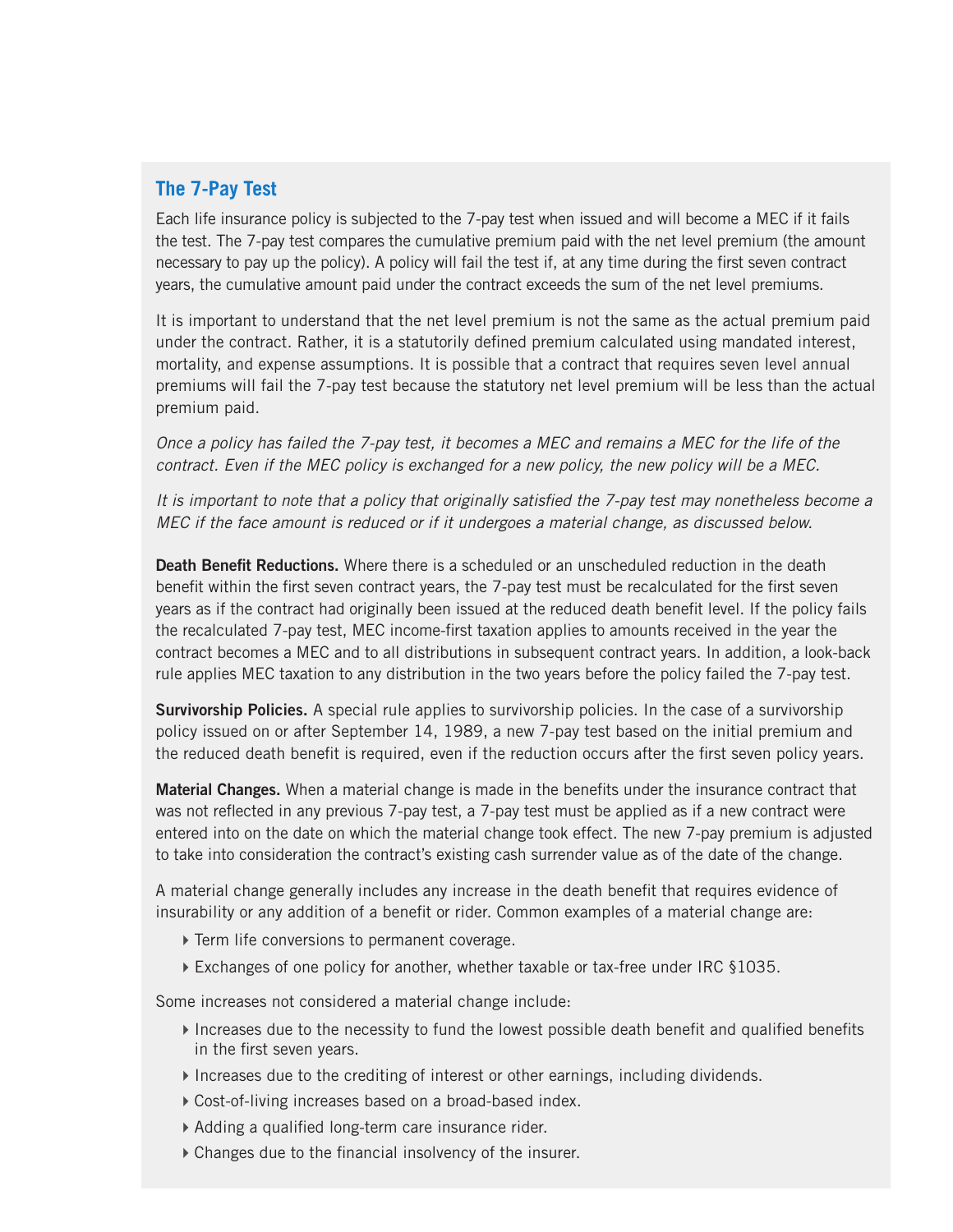## The 7-Pay Test

Each life insurance policy is subjected to the 7-pay test when issued and will become a MEC if it fails the test. The 7-pay test compares the cumulative premium paid with the net level premium (the amount necessary to pay up the policy). A policy will fail the test if, at any time during the first seven contract years, the cumulative amount paid under the contract exceeds the sum of the net level premiums.

It is important to understand that the net level premium is not the same as the actual premium paid under the contract. Rather, it is a statutorily defined premium calculated using mandated interest, mortality, and expense assumptions. It is possible that a contract that requires seven level annual premiums will fail the 7-pay test because the statutory net level premium will be less than the actual premium paid.

*Once a policy has failed the 7-pay test, it becomes a MEC and remains a MEC for the life of the contract. Even if the MEC policy is exchanged for a new policy, the new policy will be a MEC.*

*It is important to note that a policy that originally satisfied the 7-pay test may nonetheless become a MEC if the face amount is reduced or if it undergoes a material change, as discussed below.*

**Death Benefit Reductions.** Where there is a scheduled or an unscheduled reduction in the death benefit within the first seven contract years, the 7-pay test must be recalculated for the first seven years as if the contract had originally been issued at the reduced death benefit level. If the policy fails the recalculated 7-pay test, MEC income-first taxation applies to amounts received in the year the contract becomes a MEC and to all distributions in subsequent contract years. In addition, a look-back rule applies MEC taxation to any distribution in the two years before the policy failed the 7-pay test.

**Survivorship Policies.** A special rule applies to survivorship policies. In the case of a survivorship policy issued on or after September 14, 1989, a new 7-pay test based on the initial premium and the reduced death benefit is required, even if the reduction occurs after the first seven policy years.

**Material Changes.** When a material change is made in the benefits under the insurance contract that was not reflected in any previous 7-pay test, a 7-pay test must be applied as if a new contract were entered into on the date on which the material change took effect. The new 7-pay premium is adjusted to take into consideration the contract's existing cash surrender value as of the date of the change.

A material change generally includes any increase in the death benefit that requires evidence of insurability or any addition of a benefit or rider. Common examples of a material change are:

- Term life conversions to permanent coverage.
- Exchanges of one policy for another, whether taxable or tax-free under IRC §1035.

Some increases not considered a material change include:

- Increases due to the necessity to fund the lowest possible death benefit and qualified benefits in the first seven years.
- Increases due to the crediting of interest or other earnings, including dividends.
- Cost-of-living increases based on a broad-based index.
- Adding a qualified long-term care insurance rider.
- Changes due to the financial insolvency of the insurer.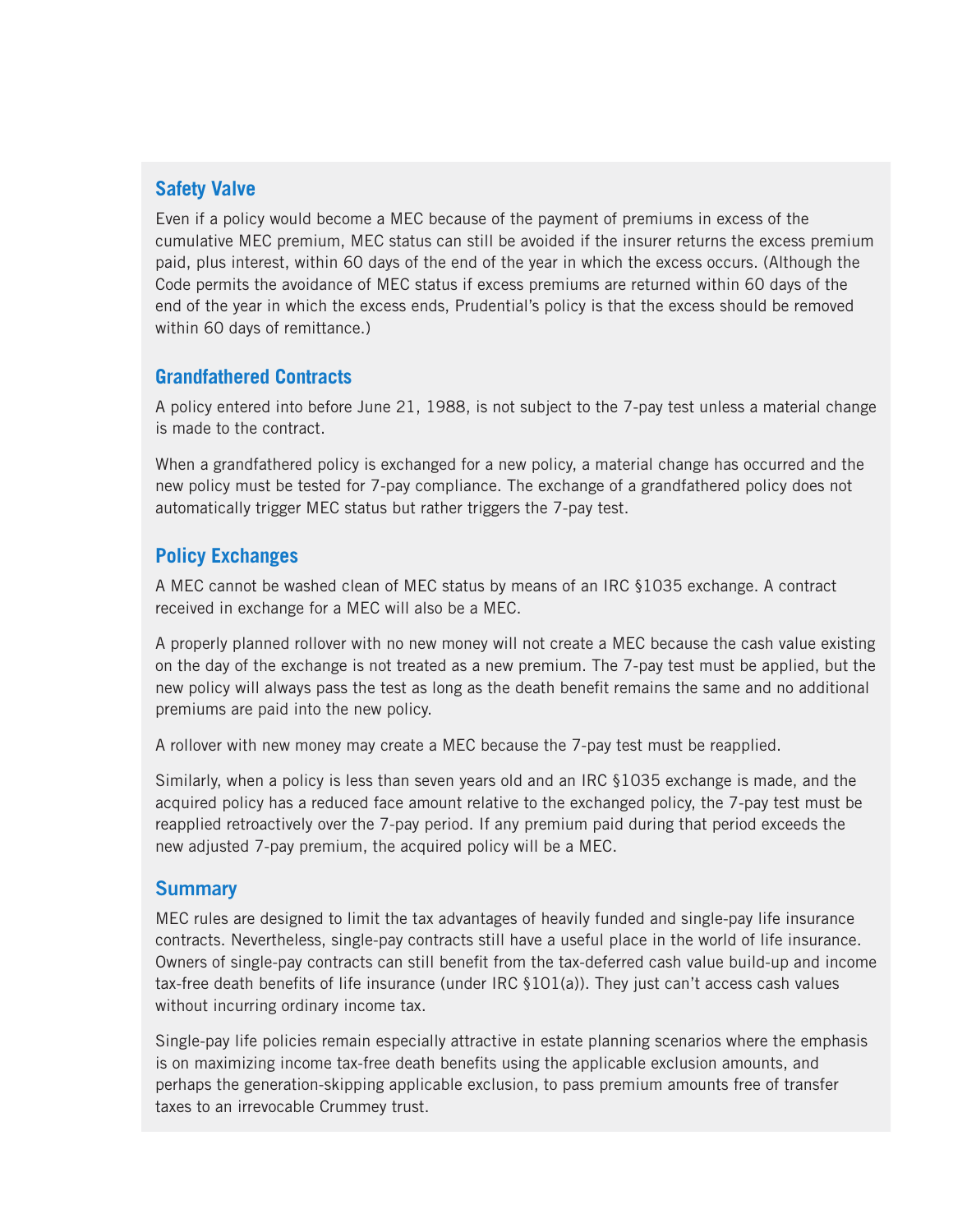## Safety Valve

Even if a policy would become a MEC because of the payment of premiums in excess of the cumulative MEC premium, MEC status can still be avoided if the insurer returns the excess premium paid, plus interest, within 60 days of the end of the year in which the excess occurs. (Although the Code permits the avoidance of MEC status if excess premiums are returned within 60 days of the end of the year in which the excess ends, Prudential's policy is that the excess should be removed within 60 days of remittance.)

## Grandfathered Contracts

A policy entered into before June 21, 1988, is not subject to the 7-pay test unless a material change is made to the contract.

When a grandfathered policy is exchanged for a new policy, a material change has occurred and the new policy must be tested for 7-pay compliance. The exchange of a grandfathered policy does not automatically trigger MEC status but rather triggers the 7-pay test.

## Policy Exchanges

A MEC cannot be washed clean of MEC status by means of an IRC §1035 exchange. A contract received in exchange for a MEC will also be a MEC.

A properly planned rollover with no new money will not create a MEC because the cash value existing on the day of the exchange is not treated as a new premium. The 7-pay test must be applied, but the new policy will always pass the test as long as the death benefit remains the same and no additional premiums are paid into the new policy.

A rollover with new money may create a MEC because the 7-pay test must be reapplied.

Similarly, when a policy is less than seven years old and an IRC §1035 exchange is made, and the acquired policy has a reduced face amount relative to the exchanged policy, the 7-pay test must be reapplied retroactively over the 7-pay period. If any premium paid during that period exceeds the new adjusted 7-pay premium, the acquired policy will be a MEC.

## Summary

MEC rules are designed to limit the tax advantages of heavily funded and single-pay life insurance contracts. Nevertheless, single-pay contracts still have a useful place in the world of life insurance. Owners of single-pay contracts can still benefit from the tax-deferred cash value build-up and income tax-free death benefits of life insurance (under IRC §101(a)). They just can't access cash values without incurring ordinary income tax.

Single-pay life policies remain especially attractive in estate planning scenarios where the emphasis is on maximizing income tax-free death benefits using the applicable exclusion amounts, and perhaps the generation-skipping applicable exclusion, to pass premium amounts free of transfer taxes to an irrevocable Crummey trust.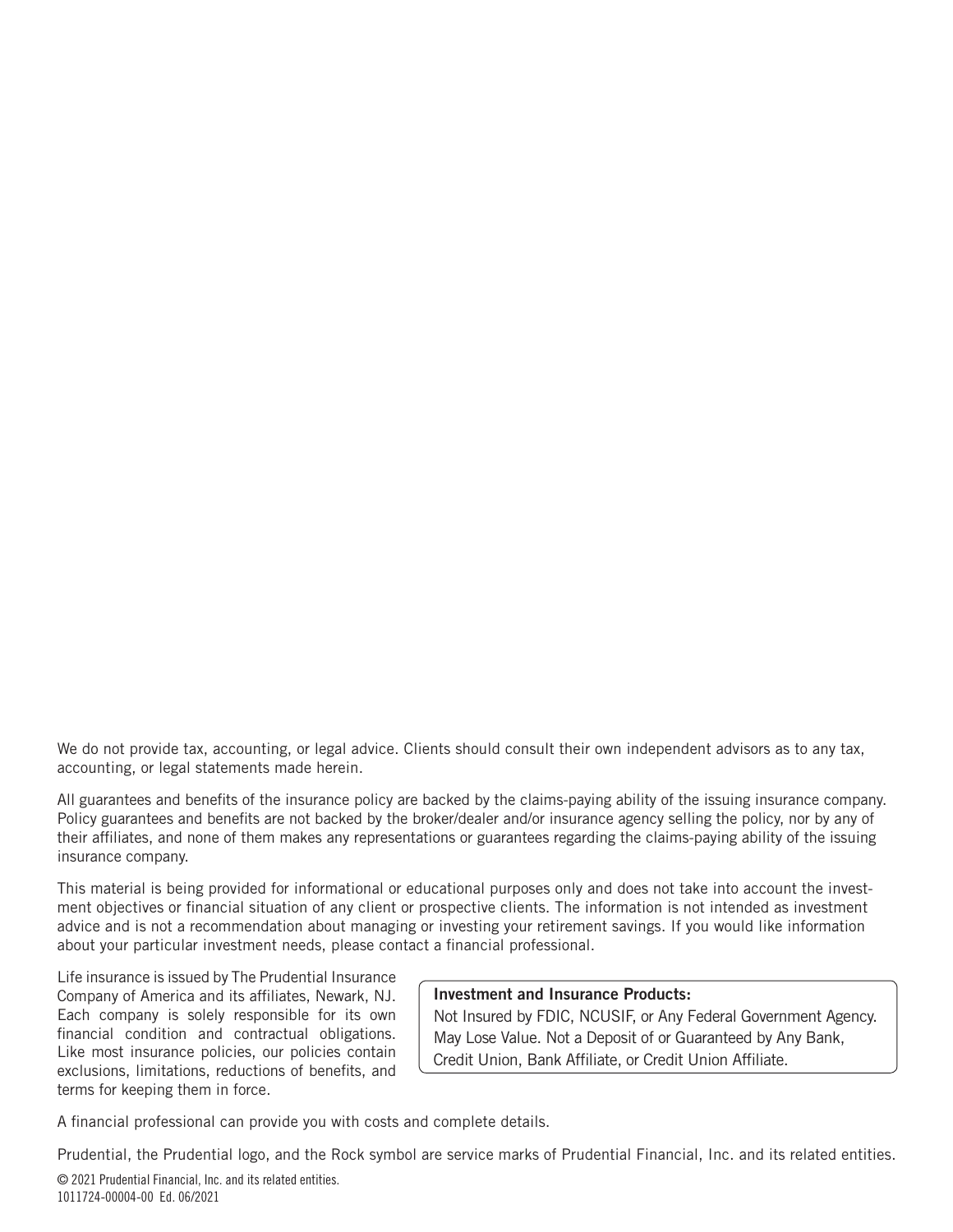We do not provide tax, accounting, or legal advice. Clients should consult their own independent advisors as to any tax, accounting, or legal statements made herein.

All guarantees and benefits of the insurance policy are backed by the claims-paying ability of the issuing insurance company. Policy guarantees and benefits are not backed by the broker/dealer and/or insurance agency selling the policy, nor by any of their affiliates, and none of them makes any representations or guarantees regarding the claims-paying ability of the issuing insurance company.

This material is being provided for informational or educational purposes only and does not take into account the investment objectives or financial situation of any client or prospective clients. The information is not intended as investment advice and is not a recommendation about managing or investing your retirement savings. If you would like information about your particular investment needs, please contact a financial professional.

Life insurance is issued by The Prudential Insurance Company of America and its affiliates, Newark, NJ. Each company is solely responsible for its own financial condition and contractual obligations. Like most insurance policies, our policies contain exclusions, limitations, reductions of benefits, and terms for keeping them in force.

**Investment and Insurance Products:**
Not Insured by FDIC, NCUSIF, or Any Federal Government Agency. May Lose Value. Not a Deposit of or Guaranteed by Any Bank, Credit Union, Bank Affiliate, or Credit Union Affiliate.

A financial professional can provide you with costs and complete details.

Prudential, the Prudential logo, and the Rock symbol are service marks of Prudential Financial, Inc. and its related entities.

© 2021 Prudential Financial, Inc. and its related entities.
1011724-00004-00 Ed. 06/2021